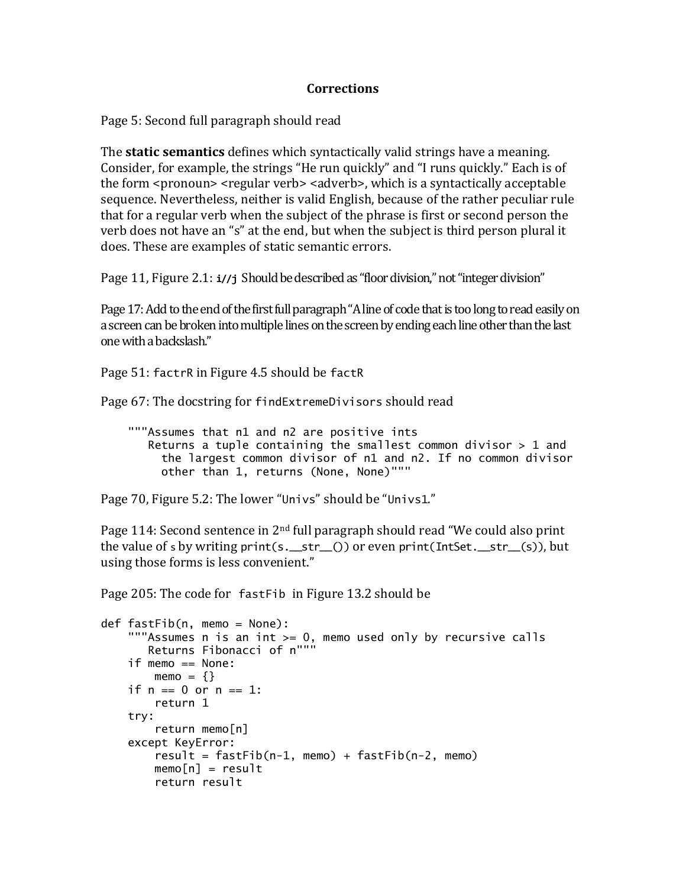# Corrections

Page 5: Second full paragraph should read

The **static semantics** defines which syntactically valid strings have a meaning. Consider, for example, the strings "He run quickly" and "I runs quickly." Each is of the form <pronoun> <regular verb> <adverb>, which is a syntactically acceptable sequence. Nevertheless, neither is valid English, because of the rather peculiar rule that for a regular verb when the subject of the phrase is first or second person the verb does not have an "s" at the end, but when the subject is third person plural it does. These are examples of static semantic errors.

Page 11, Figure 2.1: `i//j` Should be described as "floor division," not "integer division"

Page 17: Add to the end of the first full paragraph "A line of code that is too long to read easily on a screen can be broken into multiple lines on the screen by ending each line other than the last one with a backslash."

Page 51: `factrR` in Figure 4.5 should be `factR`

Page 67: The docstring for `findExtremeDivisors` should read

```
    """Assumes that n1 and n2 are positive ints
       Returns a tuple containing the smallest common divisor > 1 and
         the largest common divisor of n1 and n2. If no common divisor
         other than 1, returns (None, None)"""
```

Page 70, Figure 5.2: The lower "`Univs`" should be "`Univs1`."

Page 114: Second sentence in 2nd full paragraph should read "We could also print the value of `s` by writing `print(s.__str__())` or even `print(IntSet.__str__(s))`, but using those forms is less convenient."

Page 205: The code for `fastFib` in Figure 13.2 should be

```
def fastFib(n, memo = None):
    """Assumes n is an int >= 0, memo used only by recursive calls
       Returns Fibonacci of n"""
    if memo == None:
        memo = {}
    if n == 0 or n == 1:
        return 1
    try:
        return memo[n]
    except KeyError:
        result = fastFib(n-1, memo) + fastFib(n-2, memo)
        memo[n] = result
        return result
```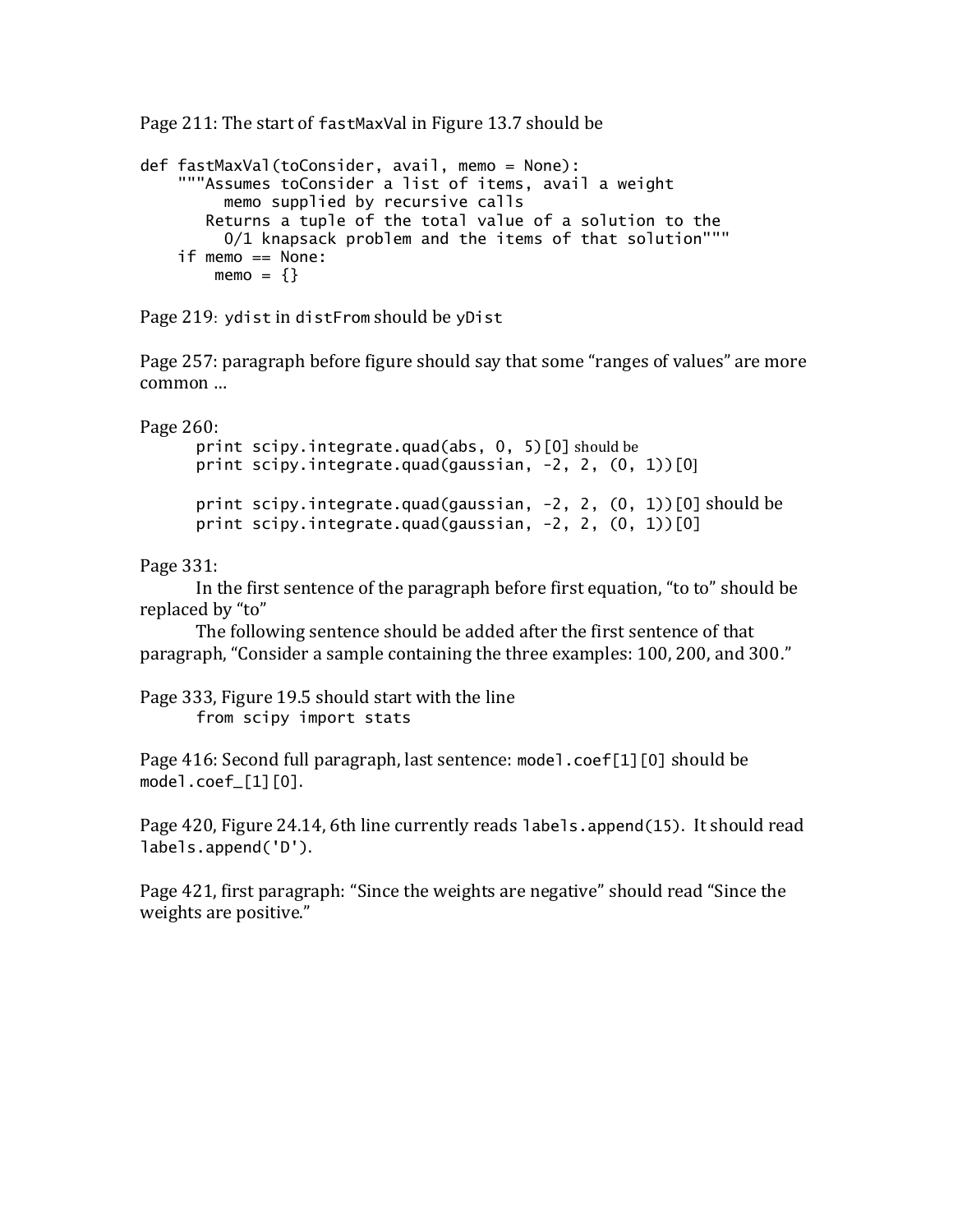Page 211: The start of `fastMaxVal` in Figure 13.7 should be

```
def fastMaxVal(toConsider, avail, memo = None):
    """Assumes toConsider a list of items, avail a weight
         memo supplied by recursive calls
       Returns a tuple of the total value of a solution to the
         0/1 knapsack problem and the items of that solution"""
    if memo == None:
        memo = {}
```

Page 219: `ydist` in `distFrom` should be `yDist`

Page 257: paragraph before figure should say that some "ranges of values" are more common …

Page 260:

```
print scipy.integrate.quad(abs, 0, 5)[0]
```
should be
```
print scipy.integrate.quad(gaussian, -2, 2, (0, 1))[0]
```

```
print scipy.integrate.quad(gaussian, -2, 2, (0, 1))[0]
```
should be
```
print scipy.integrate.quad(gaussian, -2, 2, (0, 1))[0]
```

Page 331:

In the first sentence of the paragraph before first equation, "to to" should be replaced by "to"

The following sentence should be added after the first sentence of that paragraph, "Consider a sample containing the three examples: 100, 200, and 300."

Page 333, Figure 19.5 should start with the line

```
from scipy import stats
```

Page 416: Second full paragraph, last sentence: `model.coef[1][0]` should be `model.coef_[1][0]`.

Page 420, Figure 24.14, 6th line currently reads `labels.append(15)`. It should read `labels.append('D')`.

Page 421, first paragraph: "Since the weights are negative" should read "Since the weights are positive."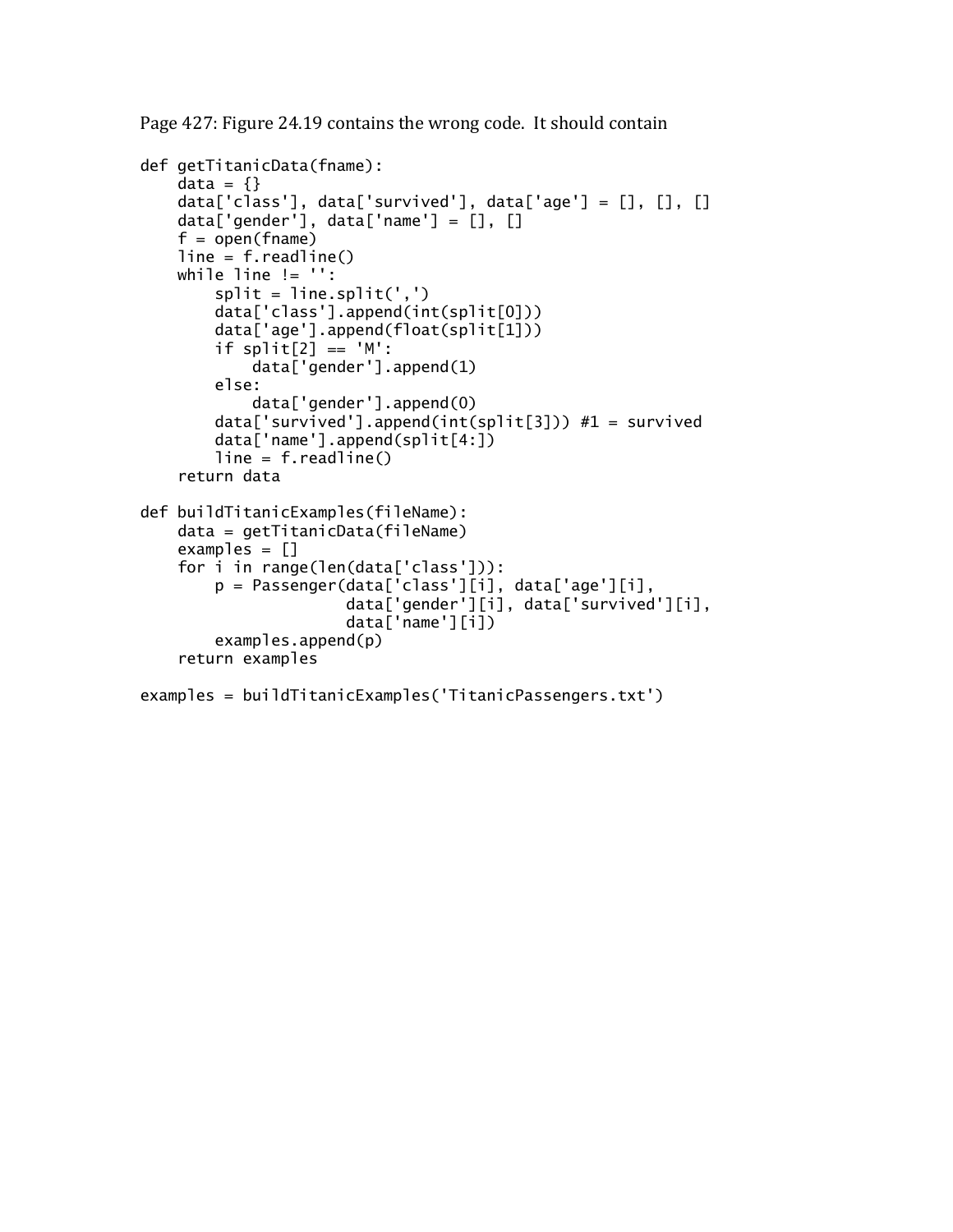Page 427: Figure 24.19 contains the wrong code. It should contain

```
def getTitanicData(fname):
    data = {}
    data['class'], data['survived'], data['age'] = [], [], []
    data['gender'], data['name'] = [], []
    f = open(fname)
    line = f.readline()
    while line != '':
        split = line.split(',')
        data['class'].append(int(split[0]))
        data['age'].append(float(split[1]))
        if split[2] == 'M':
            data['gender'].append(1)
        else:
            data['gender'].append(0)
        data['survived'].append(int(split[3])) #1 = survived
        data['name'].append(split[4:])
        line = f.readline()
    return data

def buildTitanicExamples(fileName):
    data = getTitanicData(fileName)
    examples = []
    for i in range(len(data['class'])):
        p = Passenger(data['class'][i], data['age'][i],
                      data['gender'][i], data['survived'][i],
                      data['name'][i])
        examples.append(p)
    return examples

examples = buildTitanicExamples('TitanicPassengers.txt')
```